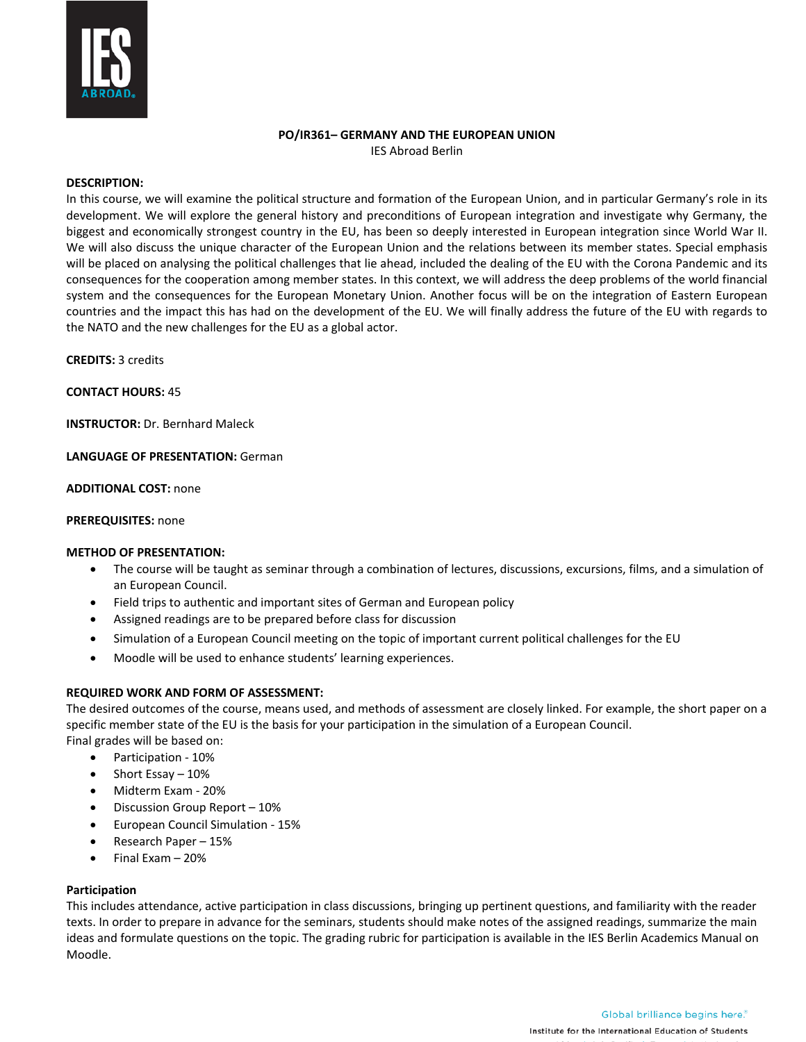# PO/IR361– GERMANY AND THE EUROPEAN UNION

IES Abroad Berlin

**DESCRIPTION:**
In this course, we will examine the political structure and formation of the European Union, and in particular Germany's role in its development. We will explore the general history and preconditions of European integration and investigate why Germany, the biggest and economically strongest country in the EU, has been so deeply interested in European integration since World War II. We will also discuss the unique character of the European Union and the relations between its member states. Special emphasis will be placed on analysing the political challenges that lie ahead, included the dealing of the EU with the Corona Pandemic and its consequences for the cooperation among member states. In this context, we will address the deep problems of the world financial system and the consequences for the European Monetary Union. Another focus will be on the integration of Eastern European countries and the impact this has had on the development of the EU. We will finally address the future of the EU with regards to the NATO and the new challenges for the EU as a global actor.

**CREDITS:** 3 credits

**CONTACT HOURS:** 45

**INSTRUCTOR:** Dr. Bernhard Maleck

**LANGUAGE OF PRESENTATION:** German

**ADDITIONAL COST:** none

**PREREQUISITES:** none

**METHOD OF PRESENTATION:**

- The course will be taught as seminar through a combination of lectures, discussions, excursions, films, and a simulation of an European Council.
- Field trips to authentic and important sites of German and European policy
- Assigned readings are to be prepared before class for discussion
- Simulation of a European Council meeting on the topic of important current political challenges for the EU
- Moodle will be used to enhance students' learning experiences.

**REQUIRED WORK AND FORM OF ASSESSMENT:**
The desired outcomes of the course, means used, and methods of assessment are closely linked. For example, the short paper on a specific member state of the EU is the basis for your participation in the simulation of a European Council.
Final grades will be based on:

- Participation - 10%
- Short Essay – 10%
- Midterm Exam - 20%
- Discussion Group Report – 10%
- European Council Simulation - 15%
- Research Paper – 15%
- Final Exam – 20%

**Participation**
This includes attendance, active participation in class discussions, bringing up pertinent questions, and familiarity with the reader texts. In order to prepare in advance for the seminars, students should make notes of the assigned readings, summarize the main ideas and formulate questions on the topic. The grading rubric for participation is available in the IES Berlin Academics Manual on Moodle.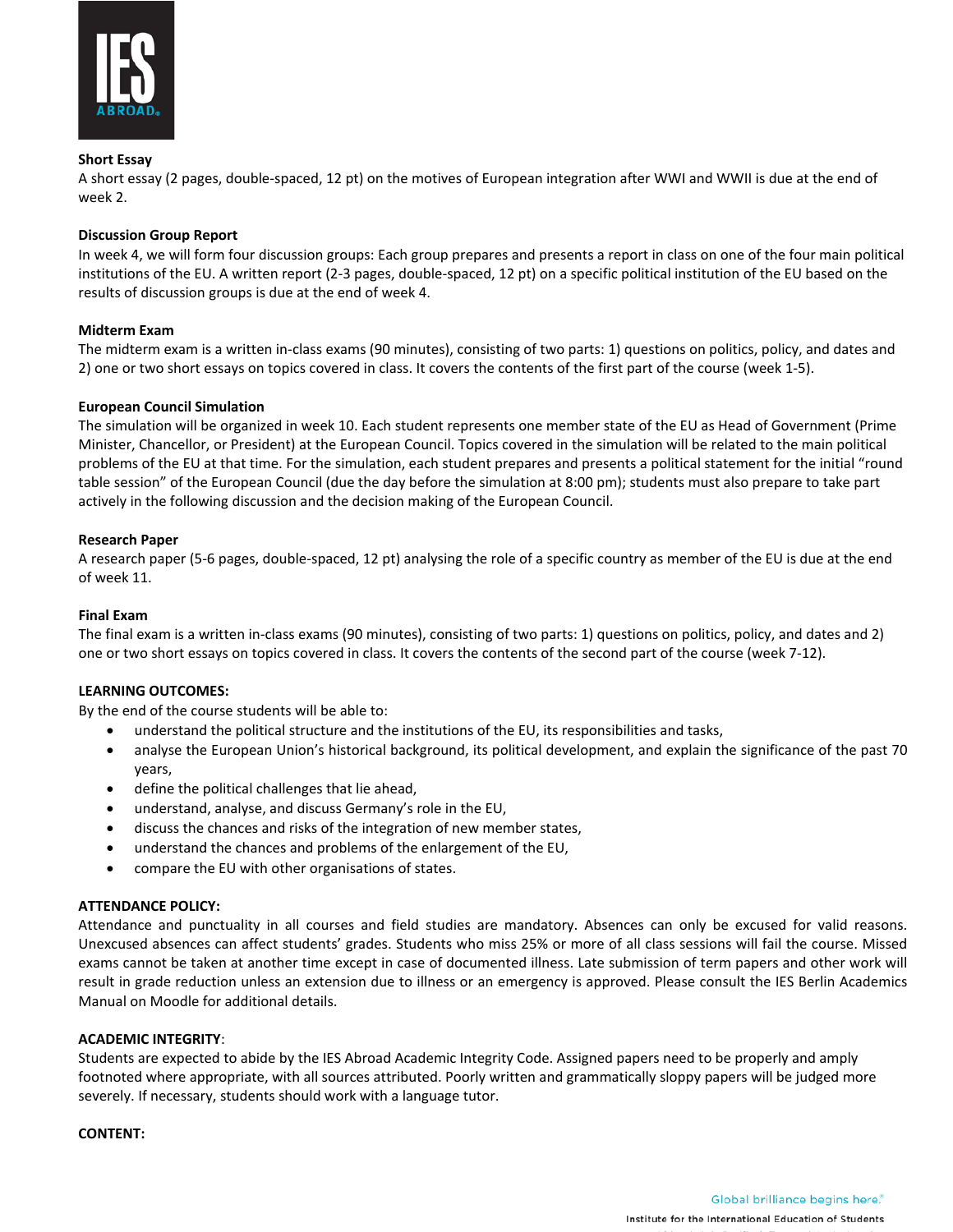**Short Essay**

A short essay (2 pages, double-spaced, 12 pt) on the motives of European integration after WWI and WWII is due at the end of week 2.

**Discussion Group Report**

In week 4, we will form four discussion groups: Each group prepares and presents a report in class on one of the four main political institutions of the EU. A written report (2-3 pages, double-spaced, 12 pt) on a specific political institution of the EU based on the results of discussion groups is due at the end of week 4.

**Midterm Exam**

The midterm exam is a written in-class exams (90 minutes), consisting of two parts: 1) questions on politics, policy, and dates and 2) one or two short essays on topics covered in class. It covers the contents of the first part of the course (week 1-5).

**European Council Simulation**

The simulation will be organized in week 10. Each student represents one member state of the EU as Head of Government (Prime Minister, Chancellor, or President) at the European Council. Topics covered in the simulation will be related to the main political problems of the EU at that time. For the simulation, each student prepares and presents a political statement for the initial "round table session" of the European Council (due the day before the simulation at 8:00 pm); students must also prepare to take part actively in the following discussion and the decision making of the European Council.

**Research Paper**

A research paper (5-6 pages, double-spaced, 12 pt) analysing the role of a specific country as member of the EU is due at the end of week 11.

**Final Exam**

The final exam is a written in-class exams (90 minutes), consisting of two parts: 1) questions on politics, policy, and dates and 2) one or two short essays on topics covered in class. It covers the contents of the second part of the course (week 7-12).

**LEARNING OUTCOMES:**

By the end of the course students will be able to:

- understand the political structure and the institutions of the EU, its responsibilities and tasks,
- analyse the European Union's historical background, its political development, and explain the significance of the past 70 years,
- define the political challenges that lie ahead,
- understand, analyse, and discuss Germany's role in the EU,
- discuss the chances and risks of the integration of new member states,
- understand the chances and problems of the enlargement of the EU,
- compare the EU with other organisations of states.

**ATTENDANCE POLICY:**

Attendance and punctuality in all courses and field studies are mandatory. Absences can only be excused for valid reasons. Unexcused absences can affect students' grades. Students who miss 25% or more of all class sessions will fail the course. Missed exams cannot be taken at another time except in case of documented illness. Late submission of term papers and other work will result in grade reduction unless an extension due to illness or an emergency is approved. Please consult the IES Berlin Academics Manual on Moodle for additional details.

**ACADEMIC INTEGRITY**:

Students are expected to abide by the IES Abroad Academic Integrity Code. Assigned papers need to be properly and amply footnoted where appropriate, with all sources attributed. Poorly written and grammatically sloppy papers will be judged more severely. If necessary, students should work with a language tutor.

**CONTENT:**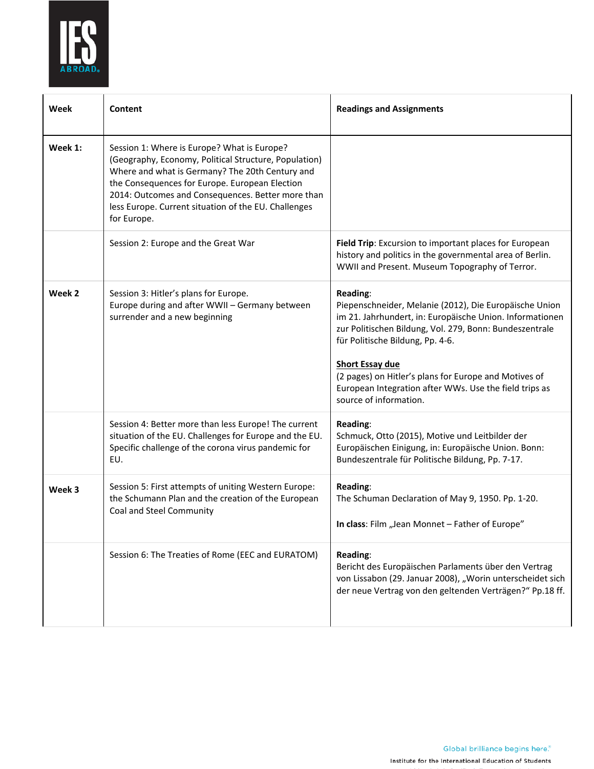| Week | Content | Readings and Assignments |
|---|---|---|
| **Week 1:** | Session 1: Where is Europe? What is Europe? (Geography, Economy, Political Structure, Population) Where and what is Germany? The 20th Century and the Consequences for Europe. European Election 2014: Outcomes and Consequences. Better more than less Europe. Current situation of the EU. Challenges for Europe. | |
| | Session 2: Europe and the Great War | **Field Trip**: Excursion to important places for European history and politics in the governmental area of Berlin. WWII and Present. Museum Topography of Terror. |
| **Week 2** | Session 3: Hitler's plans for Europe. Europe during and after WWII – Germany between surrender and a new beginning | **Reading**: Piepenschneider, Melanie (2012), Die Europäische Union im 21. Jahrhundert, in: Europäische Union. Informationen zur Politischen Bildung, Vol. 279, Bonn: Bundeszentrale für Politische Bildung, Pp. 4-6. <br><br> **Short Essay due** (2 pages) on Hitler's plans for Europe and Motives of European Integration after WWs. Use the field trips as source of information. |
| | Session 4: Better more than less Europe! The current situation of the EU. Challenges for Europe and the EU. Specific challenge of the corona virus pandemic for EU. | **Reading**: Schmuck, Otto (2015), Motive und Leitbilder der Europäischen Einigung, in: Europäische Union. Bonn: Bundeszentrale für Politische Bildung, Pp. 7-17. |
| **Week 3** | Session 5: First attempts of uniting Western Europe: the Schumann Plan and the creation of the European Coal and Steel Community | **Reading**: The Schuman Declaration of May 9, 1950. Pp. 1-20. <br><br> **In class**: Film „Jean Monnet – Father of Europe" |
| | Session 6: The Treaties of Rome (EEC and EURATOM) | **Reading**: Bericht des Europäischen Parlaments über den Vertrag von Lissabon (29. Januar 2008), „Worin unterscheidet sich der neue Vertrag von den geltenden Verträgen?" Pp.18 ff. |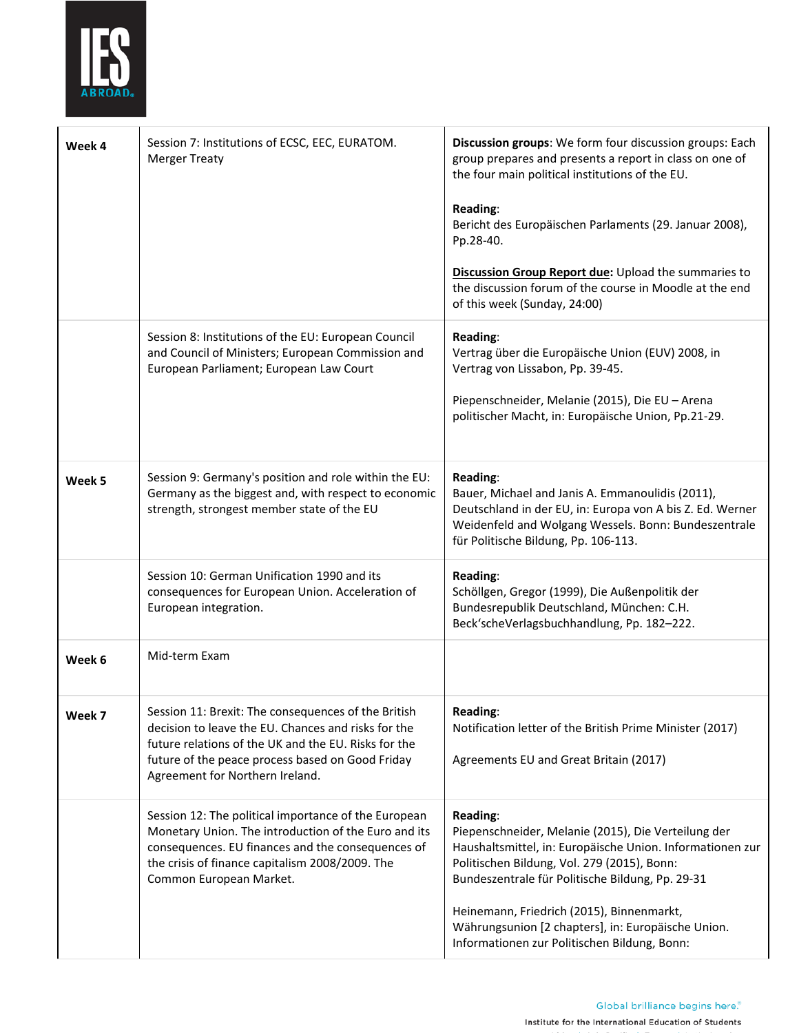| | | |
|---|---|---|
| **Week 4** | Session 7: Institutions of ECSC, EEC, EURATOM. Merger Treaty | **Discussion groups**: We form four discussion groups: Each group prepares and presents a report in class on one of the four main political institutions of the EU.<br><br>**Reading**:<br>Bericht des Europäischen Parlaments (29. Januar 2008), Pp.28-40.<br><br>**Discussion Group Report due:** Upload the summaries to the discussion forum of the course in Moodle at the end of this week (Sunday, 24:00) |
| | Session 8: Institutions of the EU: European Council and Council of Ministers; European Commission and European Parliament; European Law Court | **Reading**:<br>Vertrag über die Europäische Union (EUV) 2008, in Vertrag von Lissabon, Pp. 39-45.<br><br>Piepenschneider, Melanie (2015), Die EU – Arena politischer Macht, in: Europäische Union, Pp.21-29. |
| **Week 5** | Session 9: Germany's position and role within the EU: Germany as the biggest and, with respect to economic strength, strongest member state of the EU | **Reading**:<br>Bauer, Michael and Janis A. Emmanoulidis (2011), Deutschland in der EU, in: Europa von A bis Z. Ed. Werner Weidenfeld and Wolgang Wessels. Bonn: Bundeszentrale für Politische Bildung, Pp. 106-113. |
| | Session 10: German Unification 1990 and its consequences for European Union. Acceleration of European integration. | **Reading**:<br>Schöllgen, Gregor (1999), Die Außenpolitik der Bundesrepublik Deutschland, München: C.H. Beck'scheVerlagsbuchhandlung, Pp. 182–222. |
| **Week 6** | Mid-term Exam | |
| **Week 7** | Session 11: Brexit: The consequences of the British decision to leave the EU. Chances and risks for the future relations of the UK and the EU. Risks for the future of the peace process based on Good Friday Agreement for Northern Ireland. | **Reading**:<br>Notification letter of the British Prime Minister (2017)<br><br>Agreements EU and Great Britain (2017) |
| | Session 12: The political importance of the European Monetary Union. The introduction of the Euro and its consequences. EU finances and the consequences of the crisis of finance capitalism 2008/2009. The Common European Market. | **Reading**:<br>Piepenschneider, Melanie (2015), Die Verteilung der Haushaltsmittel, in: Europäische Union. Informationen zur Politischen Bildung, Vol. 279 (2015), Bonn: Bundeszentrale für Politische Bildung, Pp. 29-31<br><br>Heinemann, Friedrich (2015), Binnenmarkt, Währungsunion [2 chapters], in: Europäische Union. Informationen zur Politischen Bildung, Bonn: |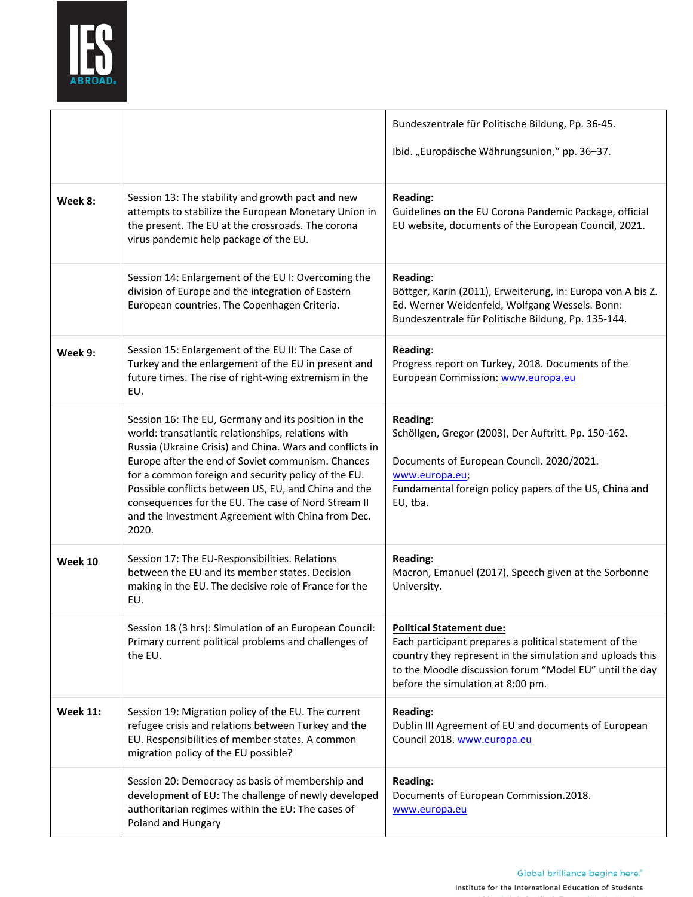| | | |
|---|---|---|
| | | Bundeszentrale für Politische Bildung, Pp. 36-45.<br><br>Ibid. „Europäische Währungsunion," pp. 36–37. |
| **Week 8:** | Session 13: The stability and growth pact and new attempts to stabilize the European Monetary Union in the present. The EU at the crossroads. The corona virus pandemic help package of the EU. | **Reading**:<br>Guidelines on the EU Corona Pandemic Package, official EU website, documents of the European Council, 2021. |
| | Session 14: Enlargement of the EU I: Overcoming the division of Europe and the integration of Eastern European countries. The Copenhagen Criteria. | **Reading**:<br>Böttger, Karin (2011), Erweiterung, in: Europa von A bis Z. Ed. Werner Weidenfeld, Wolfgang Wessels. Bonn: Bundeszentrale für Politische Bildung, Pp. 135-144. |
| **Week 9:** | Session 15: Enlargement of the EU II: The Case of Turkey and the enlargement of the EU in present and future times. The rise of right-wing extremism in the EU. | **Reading**:<br>Progress report on Turkey, 2018. Documents of the European Commission: www.europa.eu |
| | Session 16: The EU, Germany and its position in the world: transatlantic relationships, relations with Russia (Ukraine Crisis) and China. Wars and conflicts in Europe after the end of Soviet communism. Chances for a common foreign and security policy of the EU. Possible conflicts between US, EU, and China and the consequences for the EU. The case of Nord Stream II and the Investment Agreement with China from Dec. 2020. | **Reading**:<br>Schöllgen, Gregor (2003), Der Auftritt. Pp. 150-162.<br><br>Documents of European Council. 2020/2021. www.europa.eu;<br>Fundamental foreign policy papers of the US, China and EU, tba. |
| **Week 10** | Session 17: The EU-Responsibilities. Relations between the EU and its member states. Decision making in the EU. The decisive role of France for the EU. | **Reading**:<br>Macron, Emanuel (2017), Speech given at the Sorbonne University. |
| | Session 18 (3 hrs): Simulation of an European Council: Primary current political problems and challenges of the EU. | **Political Statement due:**<br>Each participant prepares a political statement of the country they represent in the simulation and uploads this to the Moodle discussion forum "Model EU" until the day before the simulation at 8:00 pm. |
| **Week 11:** | Session 19: Migration policy of the EU. The current refugee crisis and relations between Turkey and the EU. Responsibilities of member states. A common migration policy of the EU possible? | **Reading**:<br>Dublin III Agreement of EU and documents of European Council 2018. www.europa.eu |
| | Session 20: Democracy as basis of membership and development of EU: The challenge of newly developed authoritarian regimes within the EU: The cases of Poland and Hungary | **Reading**:<br>Documents of European Commission.2018. www.europa.eu |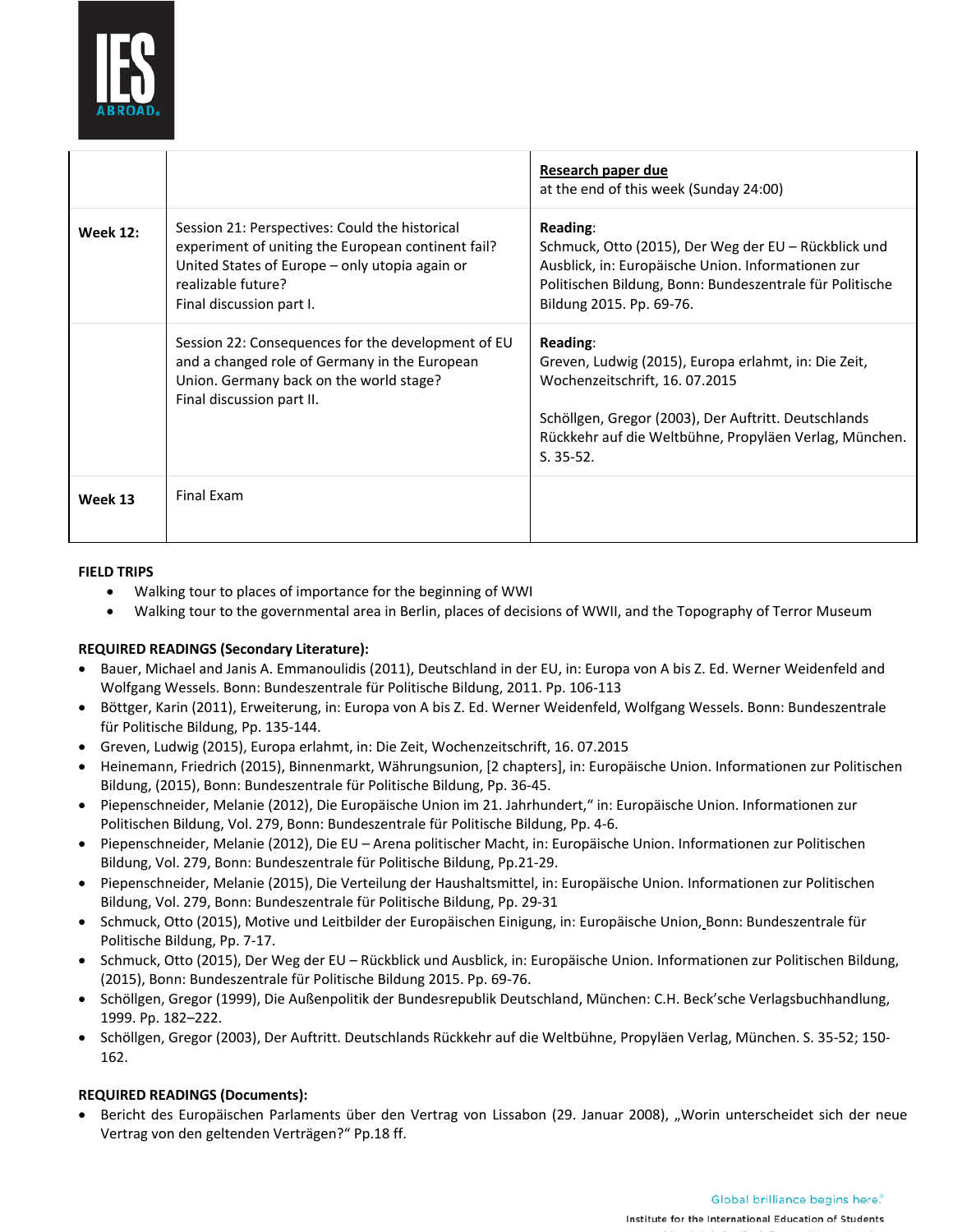| | | |
|---|---|---|
| | | **Research paper due** at the end of this week (Sunday 24:00) |
| **Week 12:** | Session 21: Perspectives: Could the historical experiment of uniting the European continent fail? United States of Europe – only utopia again or realizable future? Final discussion part I. | **Reading**: Schmuck, Otto (2015), Der Weg der EU – Rückblick und Ausblick, in: Europäische Union. Informationen zur Politischen Bildung, Bonn: Bundeszentrale für Politische Bildung 2015. Pp. 69-76. |
| | Session 22: Consequences for the development of EU and a changed role of Germany in the European Union. Germany back on the world stage? Final discussion part II. | **Reading**: Greven, Ludwig (2015), Europa erlahmt, in: Die Zeit, Wochenzeitschrift, 16. 07.2015<br><br>Schöllgen, Gregor (2003), Der Auftritt. Deutschlands Rückkehr auf die Weltbühne, Propyläen Verlag, München. S. 35-52. |
| **Week 13** | Final Exam | |

**FIELD TRIPS**

- Walking tour to places of importance for the beginning of WWI
- Walking tour to the governmental area in Berlin, places of decisions of WWII, and the Topography of Terror Museum

**REQUIRED READINGS (Secondary Literature):**

- Bauer, Michael and Janis A. Emmanoulidis (2011), Deutschland in der EU, in: Europa von A bis Z. Ed. Werner Weidenfeld and Wolfgang Wessels. Bonn: Bundeszentrale für Politische Bildung, 2011. Pp. 106-113
- Böttger, Karin (2011), Erweiterung, in: Europa von A bis Z. Ed. Werner Weidenfeld, Wolfgang Wessels. Bonn: Bundeszentrale für Politische Bildung, Pp. 135-144.
- Greven, Ludwig (2015), Europa erlahmt, in: Die Zeit, Wochenzeitschrift, 16. 07.2015
- Heinemann, Friedrich (2015), Binnenmarkt, Währungsunion, [2 chapters], in: Europäische Union. Informationen zur Politischen Bildung, (2015), Bonn: Bundeszentrale für Politische Bildung, Pp. 36-45.
- Piepenschneider, Melanie (2012), Die Europäische Union im 21. Jahrhundert," in: Europäische Union. Informationen zur Politischen Bildung, Vol. 279, Bonn: Bundeszentrale für Politische Bildung, Pp. 4-6.
- Piepenschneider, Melanie (2012), Die EU – Arena politischer Macht, in: Europäische Union. Informationen zur Politischen Bildung, Vol. 279, Bonn: Bundeszentrale für Politische Bildung, Pp.21-29.
- Piepenschneider, Melanie (2015), Die Verteilung der Haushaltsmittel, in: Europäische Union. Informationen zur Politischen Bildung, Vol. 279, Bonn: Bundeszentrale für Politische Bildung, Pp. 29-31
- Schmuck, Otto (2015), Motive und Leitbilder der Europäischen Einigung, in: Europäische Union, Bonn: Bundeszentrale für Politische Bildung, Pp. 7-17.
- Schmuck, Otto (2015), Der Weg der EU – Rückblick und Ausblick, in: Europäische Union. Informationen zur Politischen Bildung, (2015), Bonn: Bundeszentrale für Politische Bildung 2015. Pp. 69-76.
- Schöllgen, Gregor (1999), Die Außenpolitik der Bundesrepublik Deutschland, München: C.H. Beck'sche Verlagsbuchhandlung, 1999. Pp. 182–222.
- Schöllgen, Gregor (2003), Der Auftritt. Deutschlands Rückkehr auf die Weltbühne, Propyläen Verlag, München. S. 35-52; 150-162.

**REQUIRED READINGS (Documents):**

- Bericht des Europäischen Parlaments über den Vertrag von Lissabon (29. Januar 2008), „Worin unterscheidet sich der neue Vertrag von den geltenden Verträgen?" Pp.18 ff.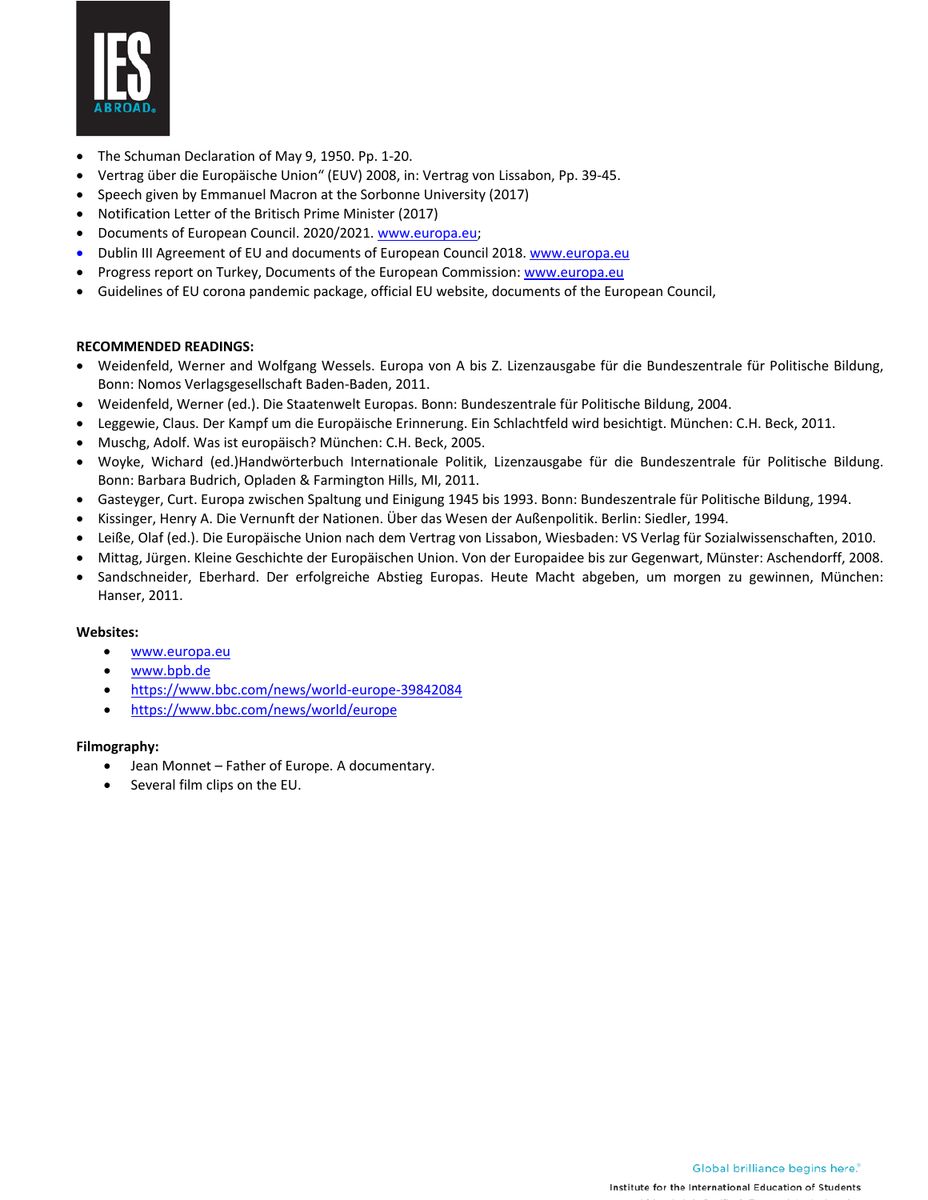- The Schuman Declaration of May 9, 1950. Pp. 1-20.
- Vertrag über die Europäische Union“ (EUV) 2008, in: Vertrag von Lissabon, Pp. 39-45.
- Speech given by Emmanuel Macron at the Sorbonne University (2017)
- Notification Letter of the Britisch Prime Minister (2017)
- Documents of European Council. 2020/2021. www.europa.eu;
- Dublin III Agreement of EU and documents of European Council 2018. www.europa.eu
- Progress report on Turkey, Documents of the European Commission: www.europa.eu
- Guidelines of EU corona pandemic package, official EU website, documents of the European Council,

**RECOMMENDED READINGS:**

- Weidenfeld, Werner and Wolfgang Wessels. Europa von A bis Z. Lizenzausgabe für die Bundeszentrale für Politische Bildung, Bonn: Nomos Verlagsgesellschaft Baden-Baden, 2011.
- Weidenfeld, Werner (ed.). Die Staatenwelt Europas. Bonn: Bundeszentrale für Politische Bildung, 2004.
- Leggewie, Claus. Der Kampf um die Europäische Erinnerung. Ein Schlachtfeld wird besichtigt. München: C.H. Beck, 2011.
- Muschg, Adolf. Was ist europäisch? München: C.H. Beck, 2005.
- Woyke, Wichard (ed.)Handwörterbuch Internationale Politik, Lizenzausgabe für die Bundeszentrale für Politische Bildung. Bonn: Barbara Budrich, Opladen & Farmington Hills, MI, 2011.
- Gasteyger, Curt. Europa zwischen Spaltung und Einigung 1945 bis 1993. Bonn: Bundeszentrale für Politische Bildung, 1994.
- Kissinger, Henry A. Die Vernunft der Nationen. Über das Wesen der Außenpolitik. Berlin: Siedler, 1994.
- Leiße, Olaf (ed.). Die Europäische Union nach dem Vertrag von Lissabon, Wiesbaden: VS Verlag für Sozialwissenschaften, 2010.
- Mittag, Jürgen. Kleine Geschichte der Europäischen Union. Von der Europaidee bis zur Gegenwart, Münster: Aschendorff, 2008.
- Sandschneider, Eberhard. Der erfolgreiche Abstieg Europas. Heute Macht abgeben, um morgen zu gewinnen, München: Hanser, 2011.

**Websites:**

- www.europa.eu
- www.bpb.de
- https://www.bbc.com/news/world-europe-39842084
- https://www.bbc.com/news/world/europe

**Filmography:**

- Jean Monnet – Father of Europe. A documentary.
- Several film clips on the EU.